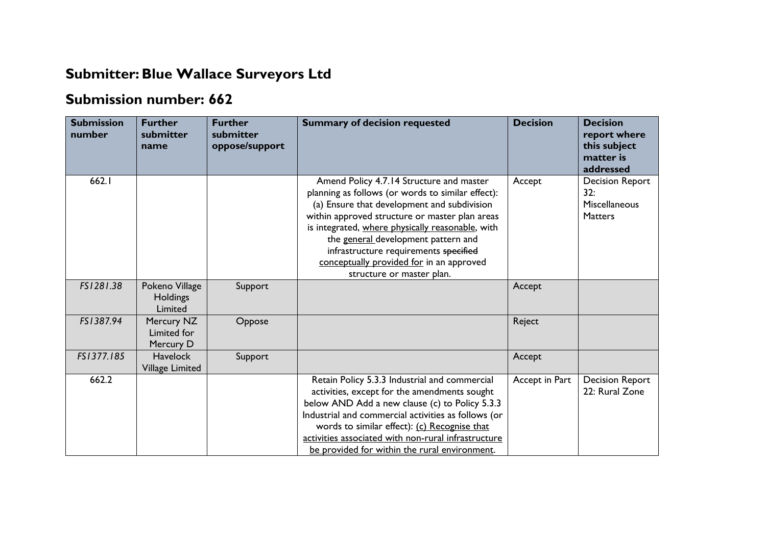## Submitter: Blue Wallace Surveyors Ltd

## Submission number: 662

| Submission number | Further submitter name | Further submitter oppose/support | Summary of decision requested | Decision | Decision report where this subject matter is addressed |
|---|---|---|---|---|---|
| 662.1 | | | Amend Policy 4.7.14 Structure and master planning as follows (or words to similar effect): (a) Ensure that development and subdivision within approved structure or master plan areas is integrated, <u>where physically reasonable</u>, with the <u>general</u> development pattern and infrastructure requirements ~~specified~~ <u>conceptually provided for</u> in an approved structure or master plan. | Accept | Decision Report 32: Miscellaneous Matters |
| *FS1281.38* | Pokeno Village Holdings Limited | Support | | Accept | |
| *FS1387.94* | Mercury NZ Limited for Mercury D | Oppose | | Reject | |
| *FS1377.185* | Havelock Village Limited | Support | | Accept | |
| 662.2 | | | Retain Policy 5.3.3 Industrial and commercial activities, except for the amendments sought below AND Add a new clause (c) to Policy 5.3.3 Industrial and commercial activities as follows (or words to similar effect): <u>(c) Recognise that activities associated with non-rural infrastructure be provided for within the rural environment</u>. | Accept in Part | Decision Report 22: Rural Zone |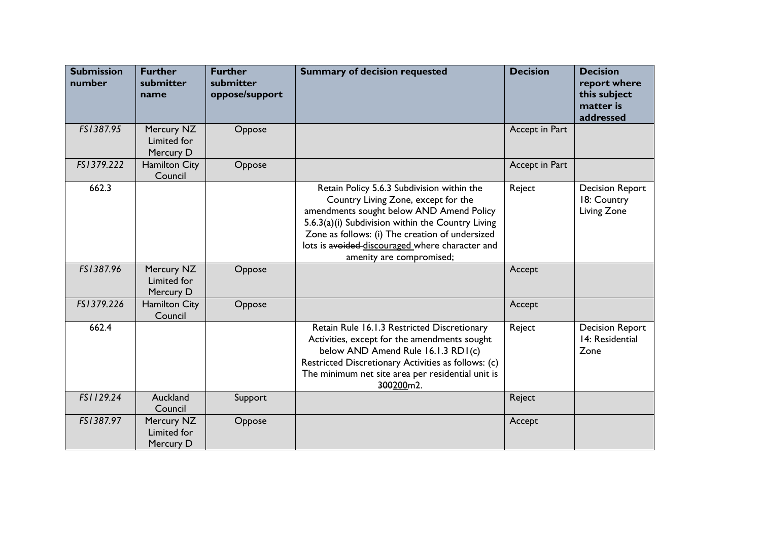| Submission number | Further submitter name | Further submitter oppose/support | Summary of decision requested | Decision | Decision report where this subject matter is addressed |
|---|---|---|---|---|---|
| FS1387.95 | Mercury NZ Limited for Mercury D | Oppose | | Accept in Part | |
| FS1379.222 | Hamilton City Council | Oppose | | Accept in Part | |
| 662.3 | | | Retain Policy 5.6.3 Subdivision within the Country Living Zone, except for the amendments sought below AND Amend Policy 5.6.3(a)(i) Subdivision within the Country Living Zone as follows: (i) The creation of undersized lots is ~~avoided~~ <u>discouraged</u> where character and amenity are compromised; | Reject | Decision Report 18: Country Living Zone |
| FS1387.96 | Mercury NZ Limited for Mercury D | Oppose | | Accept | |
| FS1379.226 | Hamilton City Council | Oppose | | Accept | |
| 662.4 | | | Retain Rule 16.1.3 Restricted Discretionary Activities, except for the amendments sought below AND Amend Rule 16.1.3 RD1(c) Restricted Discretionary Activities as follows: (c) The minimum net site area per residential unit is ~~300~~<u>200</u>m2. | Reject | Decision Report 14: Residential Zone |
| FS1129.24 | Auckland Council | Support | | Reject | |
| FS1387.97 | Mercury NZ Limited for Mercury D | Oppose | | Accept | |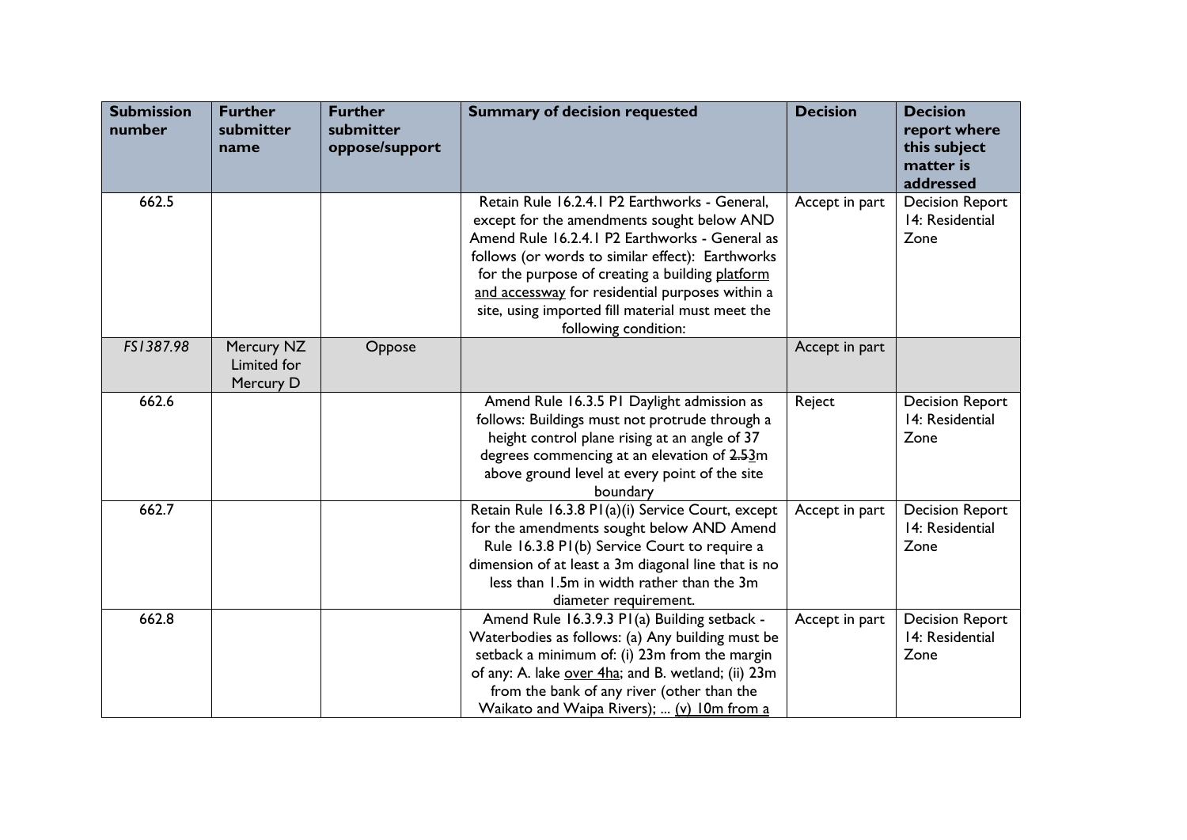| Submission number | Further submitter name | Further submitter oppose/support | Summary of decision requested | Decision | Decision report where this subject matter is addressed |
|---|---|---|---|---|---|
| 662.5 | | | Retain Rule 16.2.4.1 P2 Earthworks - General, except for the amendments sought below AND Amend Rule 16.2.4.1 P2 Earthworks - General as follows (or words to similar effect): Earthworks for the purpose of creating a building <u>platform and accessway</u> for residential purposes within a site, using imported fill material must meet the following condition: | Accept in part | Decision Report 14: Residential Zone |
| *FS1387.98* | Mercury NZ Limited for Mercury D | Oppose | | Accept in part | |
| 662.6 | | | Amend Rule 16.3.5 P1 Daylight admission as follows: Buildings must not protrude through a height control plane rising at an angle of 37 degrees commencing at an elevation of ~~2.5~~<u>3</u>m above ground level at every point of the site boundary | Reject | Decision Report 14: Residential Zone |
| 662.7 | | | Retain Rule 16.3.8 P1(a)(i) Service Court, except for the amendments sought below AND Amend Rule 16.3.8 P1(b) Service Court to require a dimension of at least a 3m diagonal line that is no less than 1.5m in width rather than the 3m diameter requirement. | Accept in part | Decision Report 14: Residential Zone |
| 662.8 | | | Amend Rule 16.3.9.3 P1(a) Building setback - Waterbodies as follows: (a) Any building must be setback a minimum of: (i) 23m from the margin of any: A. lake <u>over 4ha</u>; and B. wetland; (ii) 23m from the bank of any river (other than the Waikato and Waipa Rivers); ... <u>(v) 10m from a</u> | Accept in part | Decision Report 14: Residential Zone |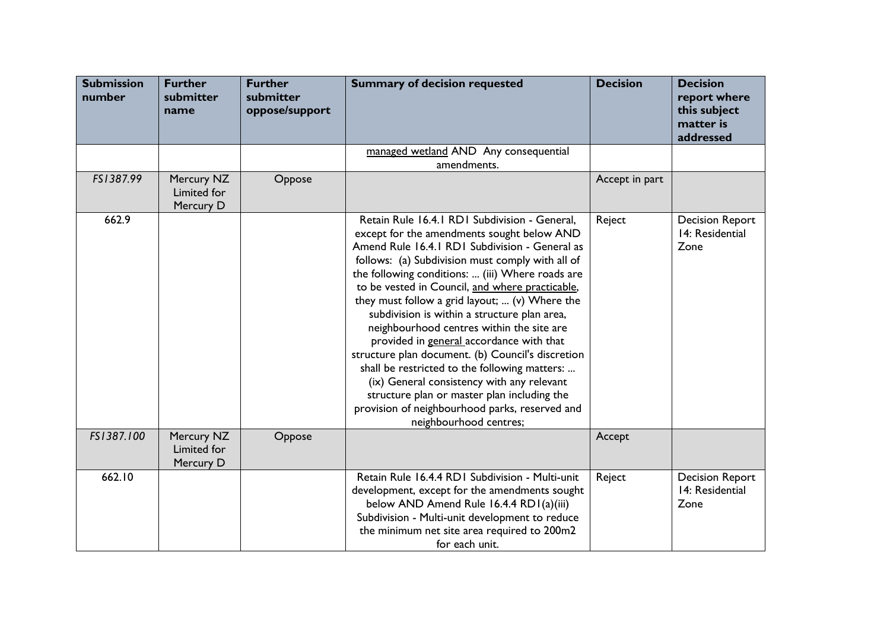| Submission number | Further submitter name | Further submitter oppose/support | Summary of decision requested | Decision | Decision report where this subject matter is addressed |
|---|---|---|---|---|---|
| | | | <u>managed wetland</u> AND Any consequential amendments. | | |
| *FS1387.99* | Mercury NZ Limited for Mercury D | Oppose | | Accept in part | |
| 662.9 | | | Retain Rule 16.4.1 RD1 Subdivision - General, except for the amendments sought below AND Amend Rule 16.4.1 RD1 Subdivision - General as follows: (a) Subdivision must comply with all of the following conditions: ... (iii) Where roads are to be vested in Council, <u>and where practicable</u>, they must follow a grid layout; ... (v) Where the subdivision is within a structure plan area, neighbourhood centres within the site are provided in <u>general</u> accordance with that structure plan document. (b) Council's discretion shall be restricted to the following matters: ... (ix) General consistency with any relevant structure plan or master plan including the provision of neighbourhood parks, reserved and neighbourhood centres; | Reject | Decision Report 14: Residential Zone |
| *FS1387.100* | Mercury NZ Limited for Mercury D | Oppose | | Accept | |
| 662.10 | | | Retain Rule 16.4.4 RD1 Subdivision - Multi-unit development, except for the amendments sought below AND Amend Rule 16.4.4 RD1(a)(iii) Subdivision - Multi-unit development to reduce the minimum net site area required to 200m2 for each unit. | Reject | Decision Report 14: Residential Zone |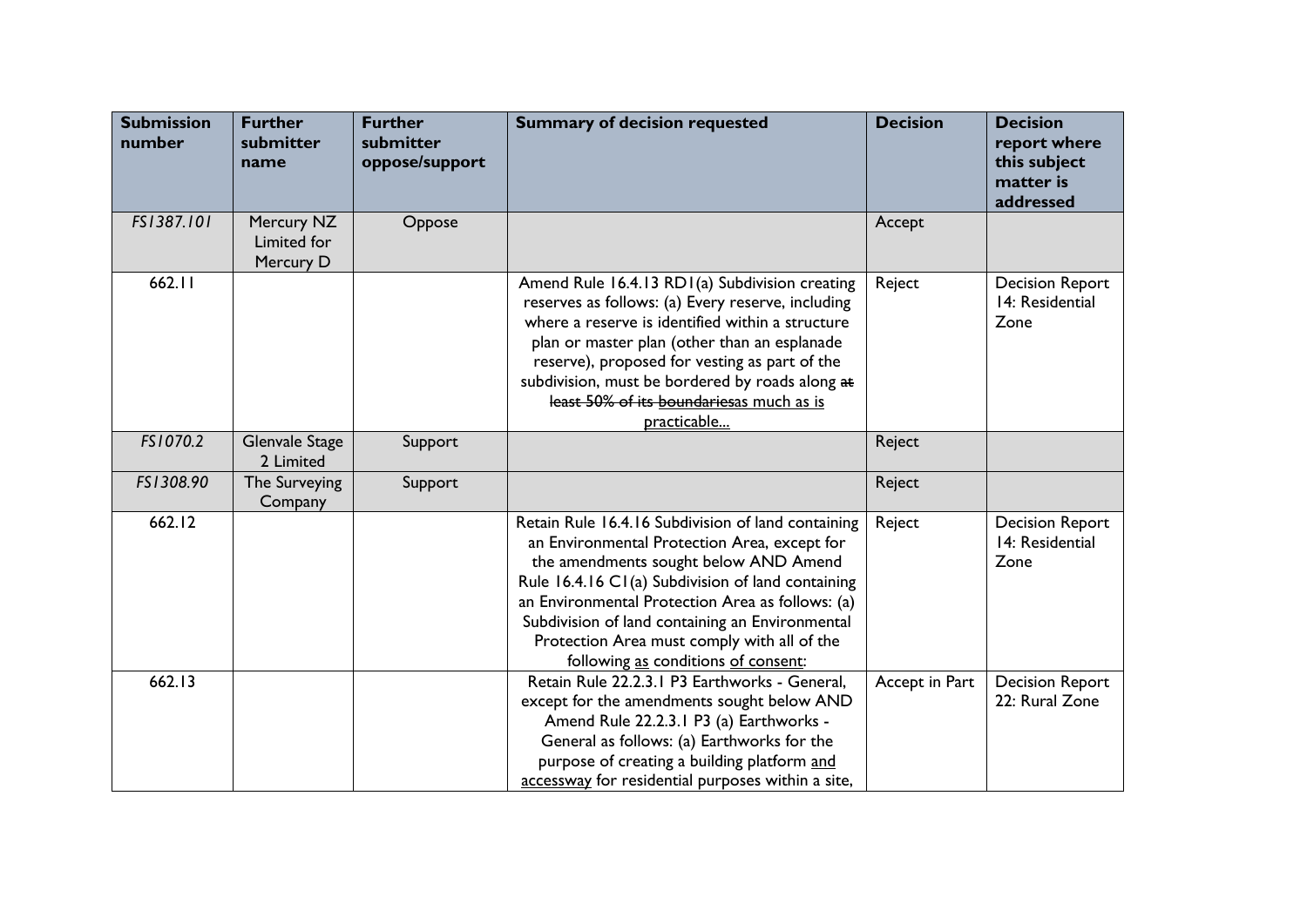| Submission number | Further submitter name | Further submitter oppose/support | Summary of decision requested | Decision | Decision report where this subject matter is addressed |
|---|---|---|---|---|---|
| *FS1387.101* | Mercury NZ Limited for Mercury D | Oppose | | Accept | |
| 662.11 | | | Amend Rule 16.4.13 RD1(a) Subdivision creating reserves as follows: (a) Every reserve, including where a reserve is identified within a structure plan or master plan (other than an esplanade reserve), proposed for vesting as part of the subdivision, must be bordered by roads along ~~at least 50% of its boundaries~~as much as is practicable... | Reject | Decision Report 14: Residential Zone |
| *FS1070.2* | Glenvale Stage 2 Limited | Support | | Reject | |
| *FS1308.90* | The Surveying Company | Support | | Reject | |
| 662.12 | | | Retain Rule 16.4.16 Subdivision of land containing an Environmental Protection Area, except for the amendments sought below AND Amend Rule 16.4.16 C1(a) Subdivision of land containing an Environmental Protection Area as follows: (a) Subdivision of land containing an Environmental Protection Area must comply with all of the following as conditions of consent: | Reject | Decision Report 14: Residential Zone |
| 662.13 | | | Retain Rule 22.2.3.1 P3 Earthworks - General, except for the amendments sought below AND Amend Rule 22.2.3.1 P3 (a) Earthworks - General as follows: (a) Earthworks for the purpose of creating a building platform and accessway for residential purposes within a site, | Accept in Part | Decision Report 22: Rural Zone |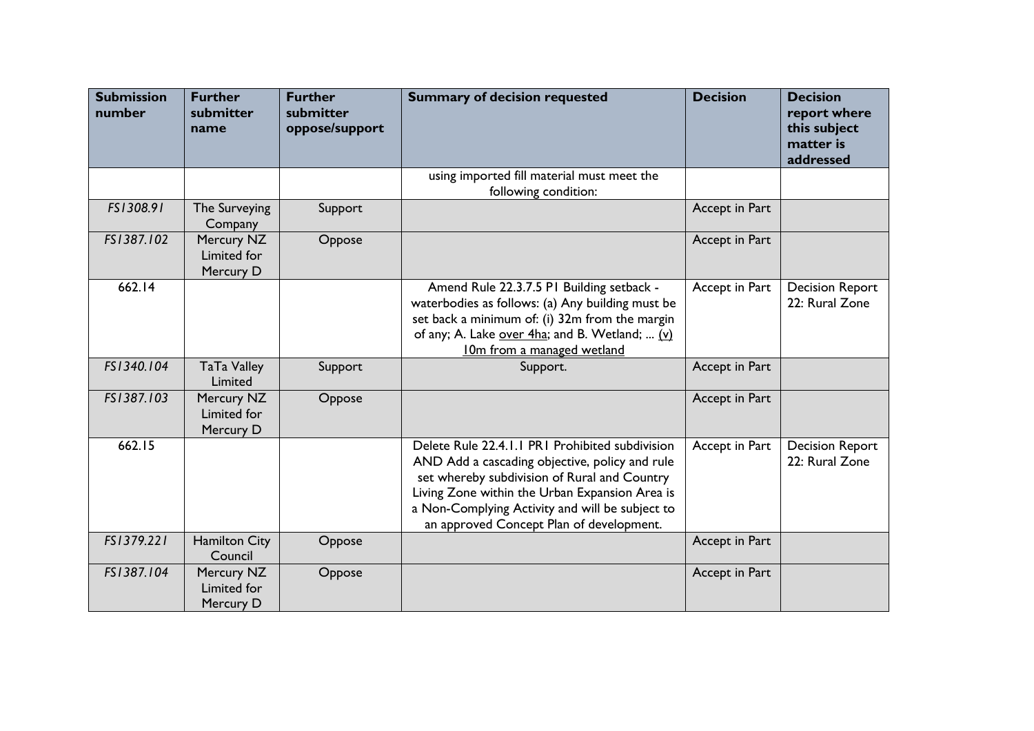| Submission number | Further submitter name | Further submitter oppose/support | Summary of decision requested | Decision | Decision report where this subject matter is addressed |
|---|---|---|---|---|---|
| | | | using imported fill material must meet the following condition: | | |
| *FS1308.91* | The Surveying Company | Support | | Accept in Part | |
| *FS1387.102* | Mercury NZ Limited for Mercury D | Oppose | | Accept in Part | |
| 662.14 | | | Amend Rule 22.3.7.5 P1 Building setback - waterbodies as follows: (a) Any building must be set back a minimum of: (i) 32m from the margin of any; A. Lake <u>over 4ha</u>; and B. Wetland; ... <u>(v) 10m from a managed wetland</u> | Accept in Part | Decision Report 22: Rural Zone |
| *FS1340.104* | TaTa Valley Limited | Support | Support. | Accept in Part | |
| *FS1387.103* | Mercury NZ Limited for Mercury D | Oppose | | Accept in Part | |
| 662.15 | | | Delete Rule 22.4.1.1 PR1 Prohibited subdivision AND Add a cascading objective, policy and rule set whereby subdivision of Rural and Country Living Zone within the Urban Expansion Area is a Non-Complying Activity and will be subject to an approved Concept Plan of development. | Accept in Part | Decision Report 22: Rural Zone |
| *FS1379.221* | Hamilton City Council | Oppose | | Accept in Part | |
| *FS1387.104* | Mercury NZ Limited for Mercury D | Oppose | | Accept in Part | |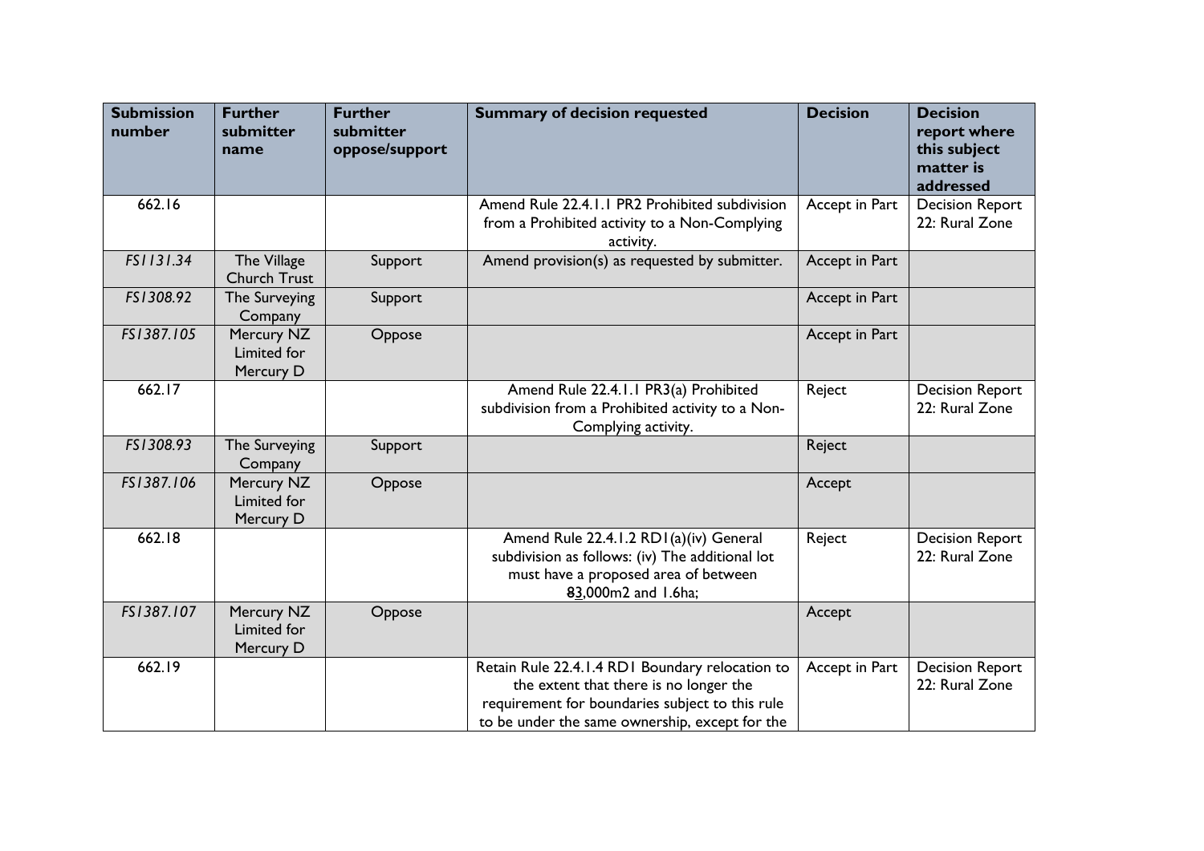| Submission number | Further submitter name | Further submitter oppose/support | Summary of decision requested | Decision | Decision report where this subject matter is addressed |
|---|---|---|---|---|---|
| 662.16 | | | Amend Rule 22.4.1.1 PR2 Prohibited subdivision from a Prohibited activity to a Non-Complying activity. | Accept in Part | Decision Report 22: Rural Zone |
| *FS1131.34* | The Village Church Trust | Support | Amend provision(s) as requested by submitter. | Accept in Part | |
| *FS1308.92* | The Surveying Company | Support | | Accept in Part | |
| *FS1387.105* | Mercury NZ Limited for Mercury D | Oppose | | Accept in Part | |
| 662.17 | | | Amend Rule 22.4.1.1 PR3(a) Prohibited subdivision from a Prohibited activity to a Non-Complying activity. | Reject | Decision Report 22: Rural Zone |
| *FS1308.93* | The Surveying Company | Support | | Reject | |
| *FS1387.106* | Mercury NZ Limited for Mercury D | Oppose | | Accept | |
| 662.18 | | | Amend Rule 22.4.1.2 RD1(a)(iv) General subdivision as follows: (iv) The additional lot must have a proposed area of between ~~8~~3,000m2 and 1.6ha; | Reject | Decision Report 22: Rural Zone |
| *FS1387.107* | Mercury NZ Limited for Mercury D | Oppose | | Accept | |
| 662.19 | | | Retain Rule 22.4.1.4 RD1 Boundary relocation to the extent that there is no longer the requirement for boundaries subject to this rule to be under the same ownership, except for the | Accept in Part | Decision Report 22: Rural Zone |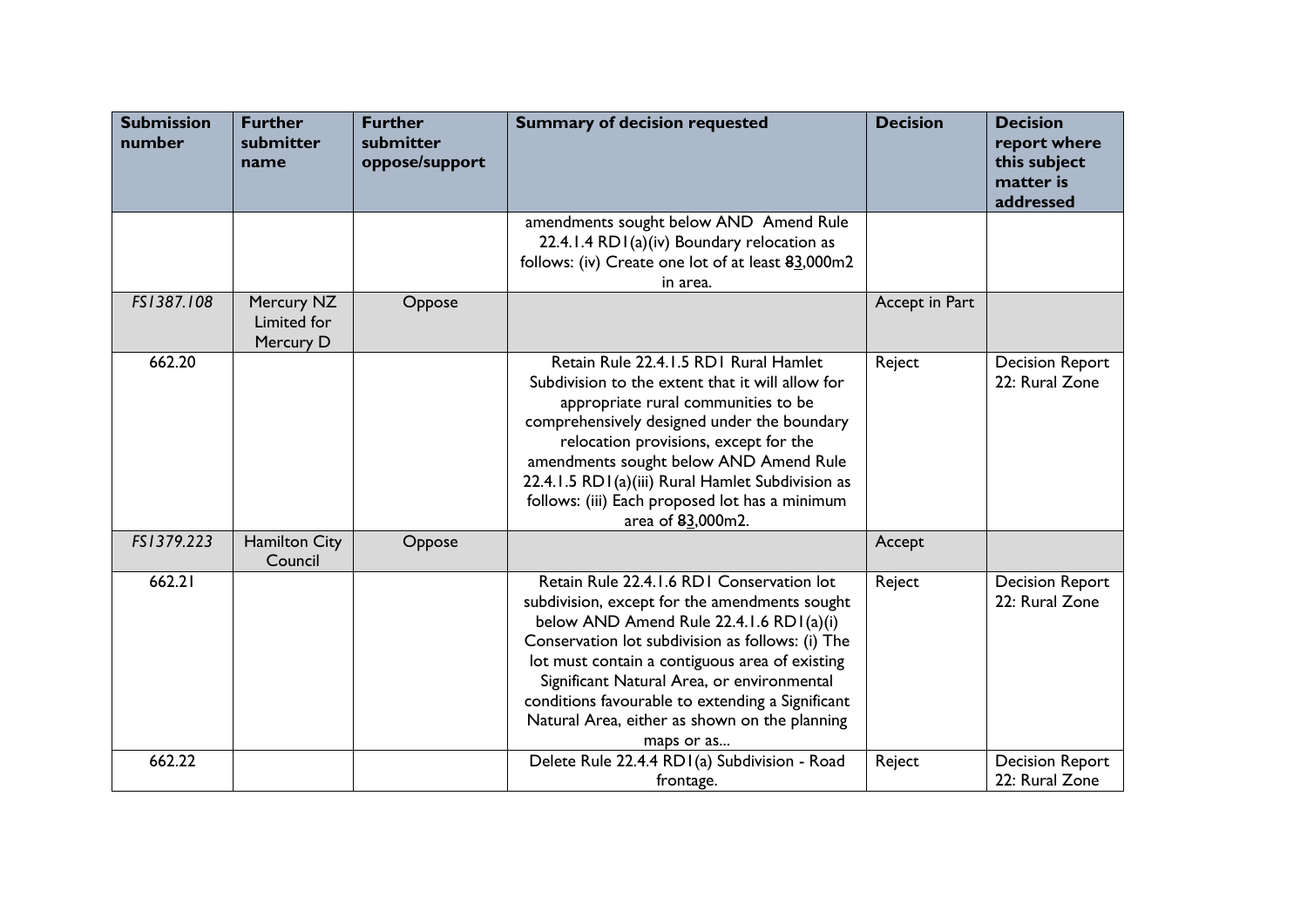| Submission number | Further submitter name | Further submitter oppose/support | Summary of decision requested | Decision | Decision report where this subject matter is addressed |
|---|---|---|---|---|---|
| | | | amendments sought below AND Amend Rule 22.4.1.4 RD1(a)(iv) Boundary relocation as follows: (iv) Create one lot of at least ~~8~~3,000m2 in area. | | |
| *FS1387.108* | Mercury NZ Limited for Mercury D | Oppose | | Accept in Part | |
| 662.20 | | | Retain Rule 22.4.1.5 RD1 Rural Hamlet Subdivision to the extent that it will allow for appropriate rural communities to be comprehensively designed under the boundary relocation provisions, except for the amendments sought below AND Amend Rule 22.4.1.5 RD1(a)(iii) Rural Hamlet Subdivision as follows: (iii) Each proposed lot has a minimum area of ~~8~~3,000m2. | Reject | Decision Report 22: Rural Zone |
| *FS1379.223* | Hamilton City Council | Oppose | | Accept | |
| 662.21 | | | Retain Rule 22.4.1.6 RD1 Conservation lot subdivision, except for the amendments sought below AND Amend Rule 22.4.1.6 RD1(a)(i) Conservation lot subdivision as follows: (i) The lot must contain a contiguous area of existing Significant Natural Area, or environmental conditions favourable to extending a Significant Natural Area, either as shown on the planning maps or as... | Reject | Decision Report 22: Rural Zone |
| 662.22 | | | Delete Rule 22.4.4 RD1(a) Subdivision - Road frontage. | Reject | Decision Report 22: Rural Zone |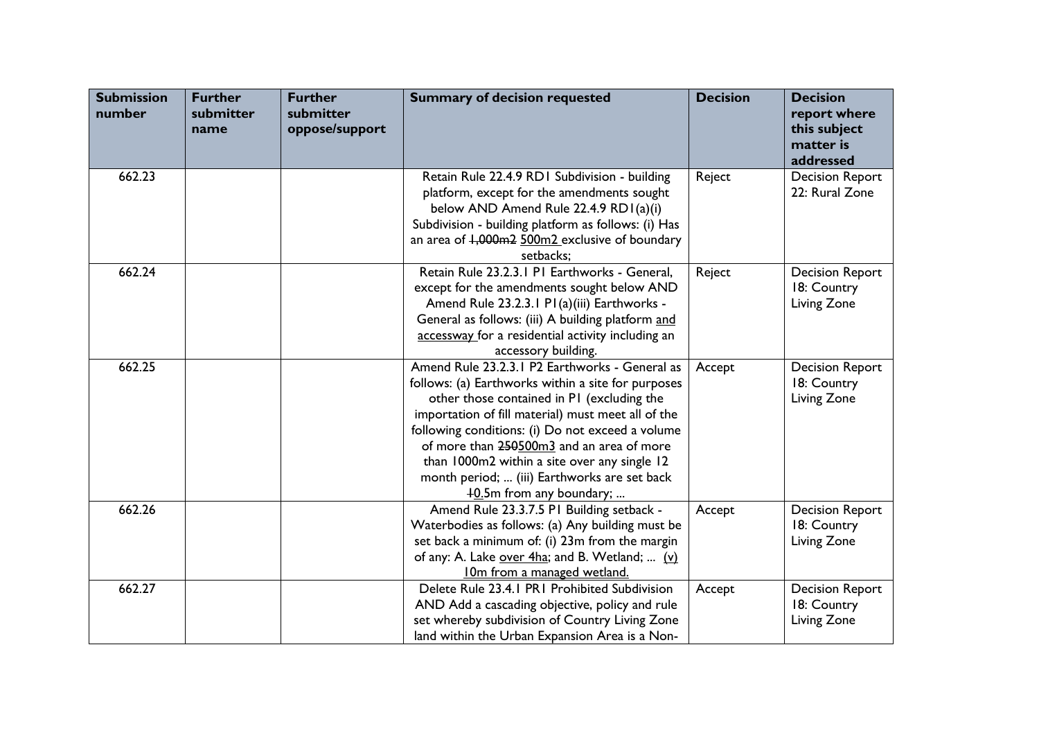| Submission number | Further submitter name | Further submitter oppose/support | Summary of decision requested | Decision | Decision report where this subject matter is addressed |
|---|---|---|---|---|---|
| 662.23 | | | Retain Rule 22.4.9 RD1 Subdivision - building platform, except for the amendments sought below AND Amend Rule 22.4.9 RD1(a)(i) Subdivision - building platform as follows: (i) Has an area of ~~1,000m2~~ <u>500m2</u> exclusive of boundary setbacks; | Reject | Decision Report 22: Rural Zone |
| 662.24 | | | Retain Rule 23.2.3.1 P1 Earthworks - General, except for the amendments sought below AND Amend Rule 23.2.3.1 P1(a)(iii) Earthworks - General as follows: (iii) A building platform <u>and accessway</u> for a residential activity including an accessory building. | Reject | Decision Report 18: Country Living Zone |
| 662.25 | | | Amend Rule 23.2.3.1 P2 Earthworks - General as follows: (a) Earthworks within a site for purposes other those contained in P1 (excluding the importation of fill material) must meet all of the following conditions: (i) Do not exceed a volume of more than ~~250~~<u>500m3</u> and an area of more than 1000m2 within a site over any single 12 month period; ... (iii) Earthworks are set back ~~1~~<u>0.</u>5m from any boundary; ... | Accept | Decision Report 18: Country Living Zone |
| 662.26 | | | Amend Rule 23.3.7.5 P1 Building setback - Waterbodies as follows: (a) Any building must be set back a minimum of: (i) 23m from the margin of any: A. Lake <u>over 4ha</u>; and B. Wetland; ... <u>(v) 10m from a managed wetland.</u> | Accept | Decision Report 18: Country Living Zone |
| 662.27 | | | Delete Rule 23.4.1 PR1 Prohibited Subdivision AND Add a cascading objective, policy and rule set whereby subdivision of Country Living Zone land within the Urban Expansion Area is a Non- | Accept | Decision Report 18: Country Living Zone |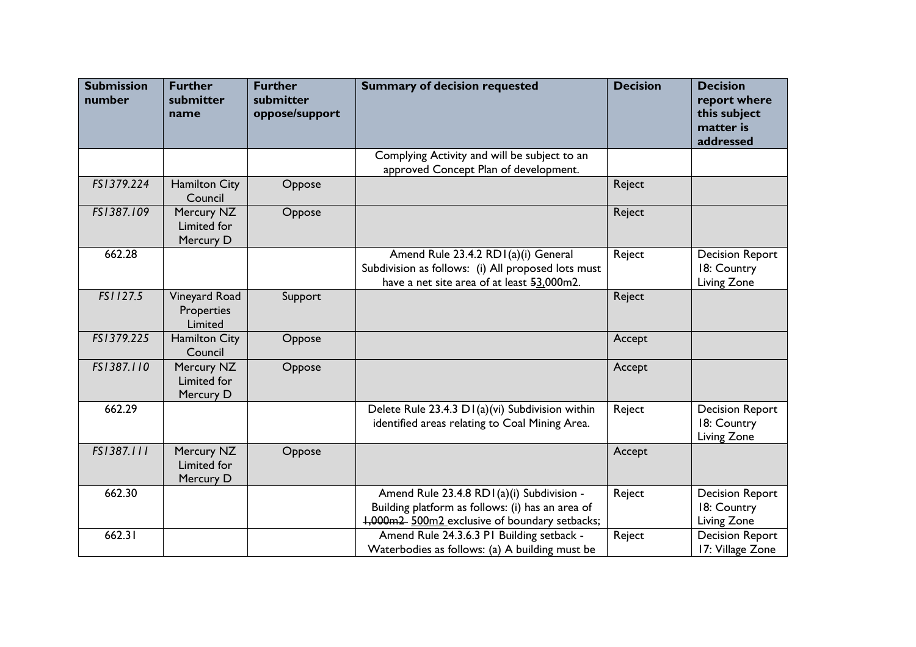| Submission number | Further submitter name | Further submitter oppose/support | Summary of decision requested | Decision | Decision report where this subject matter is addressed |
|---|---|---|---|---|---|
| | | | Complying Activity and will be subject to an approved Concept Plan of development. | | |
| FS1379.224 | Hamilton City Council | Oppose | | Reject | |
| FS1387.109 | Mercury NZ Limited for Mercury D | Oppose | | Reject | |
| 662.28 | | | Amend Rule 23.4.2 RD1(a)(i) General Subdivision as follows: (i) All proposed lots must have a net site area of at least ~~5~~3,000m2. | Reject | Decision Report 18: Country Living Zone |
| FS1127.5 | Vineyard Road Properties Limited | Support | | Reject | |
| FS1379.225 | Hamilton City Council | Oppose | | Accept | |
| FS1387.110 | Mercury NZ Limited for Mercury D | Oppose | | Accept | |
| 662.29 | | | Delete Rule 23.4.3 D1(a)(vi) Subdivision within identified areas relating to Coal Mining Area. | Reject | Decision Report 18: Country Living Zone |
| FS1387.111 | Mercury NZ Limited for Mercury D | Oppose | | Accept | |
| 662.30 | | | Amend Rule 23.4.8 RD1(a)(i) Subdivision - Building platform as follows: (i) has an area of ~~1,000m2~~ 500m2 exclusive of boundary setbacks; | Reject | Decision Report 18: Country Living Zone |
| 662.31 | | | Amend Rule 24.3.6.3 P1 Building setback - Waterbodies as follows: (a) A building must be | Reject | Decision Report 17: Village Zone |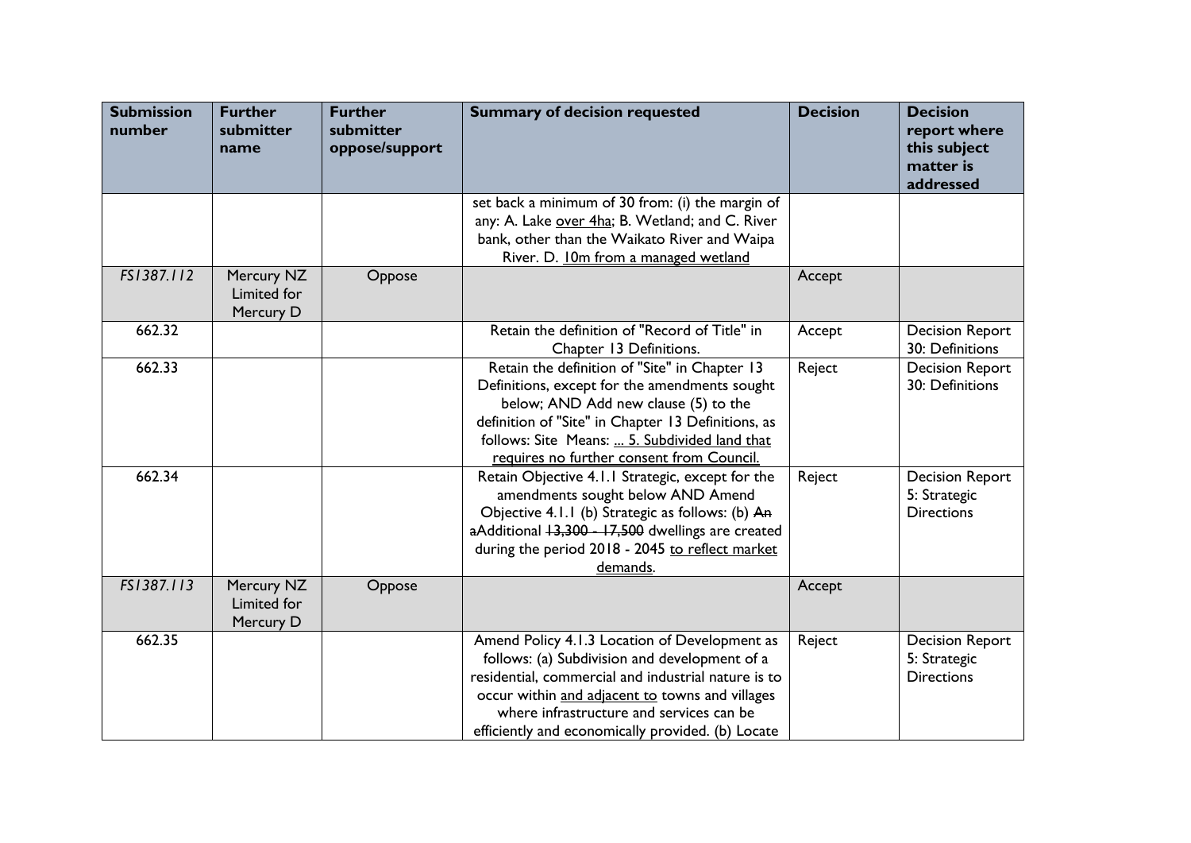| Submission number | Further submitter name | Further submitter oppose/support | Summary of decision requested | Decision | Decision report where this subject matter is addressed |
|---|---|---|---|---|---|
| | | | set back a minimum of 30 from: (i) the margin of any: A. Lake <u>over 4ha</u>; B. Wetland; and C. River bank, other than the Waikato River and Waipa River. D. <u>10m from a managed wetland</u> | | |
| *FS1387.112* | Mercury NZ Limited for Mercury D | Oppose | | Accept | |
| 662.32 | | | Retain the definition of "Record of Title" in Chapter 13 Definitions. | Accept | Decision Report 30: Definitions |
| 662.33 | | | Retain the definition of "Site" in Chapter 13 Definitions, except for the amendments sought below; AND Add new clause (5) to the definition of "Site" in Chapter 13 Definitions, as follows: Site Means: <u>... 5. Subdivided land that requires no further consent from Council.</u> | Reject | Decision Report 30: Definitions |
| 662.34 | | | Retain Objective 4.1.1 Strategic, except for the amendments sought below AND Amend Objective 4.1.1 (b) Strategic as follows: (b) ~~An~~ ~~a~~Additional ~~13,300 - 17,500~~ dwellings are created during the period 2018 - 2045 <u>to reflect market demands</u>. | Reject | Decision Report 5: Strategic Directions |
| *FS1387.113* | Mercury NZ Limited for Mercury D | Oppose | | Accept | |
| 662.35 | | | Amend Policy 4.1.3 Location of Development as follows: (a) Subdivision and development of a residential, commercial and industrial nature is to occur within <u>and adjacent to</u> towns and villages where infrastructure and services can be efficiently and economically provided. (b) Locate | Reject | Decision Report 5: Strategic Directions |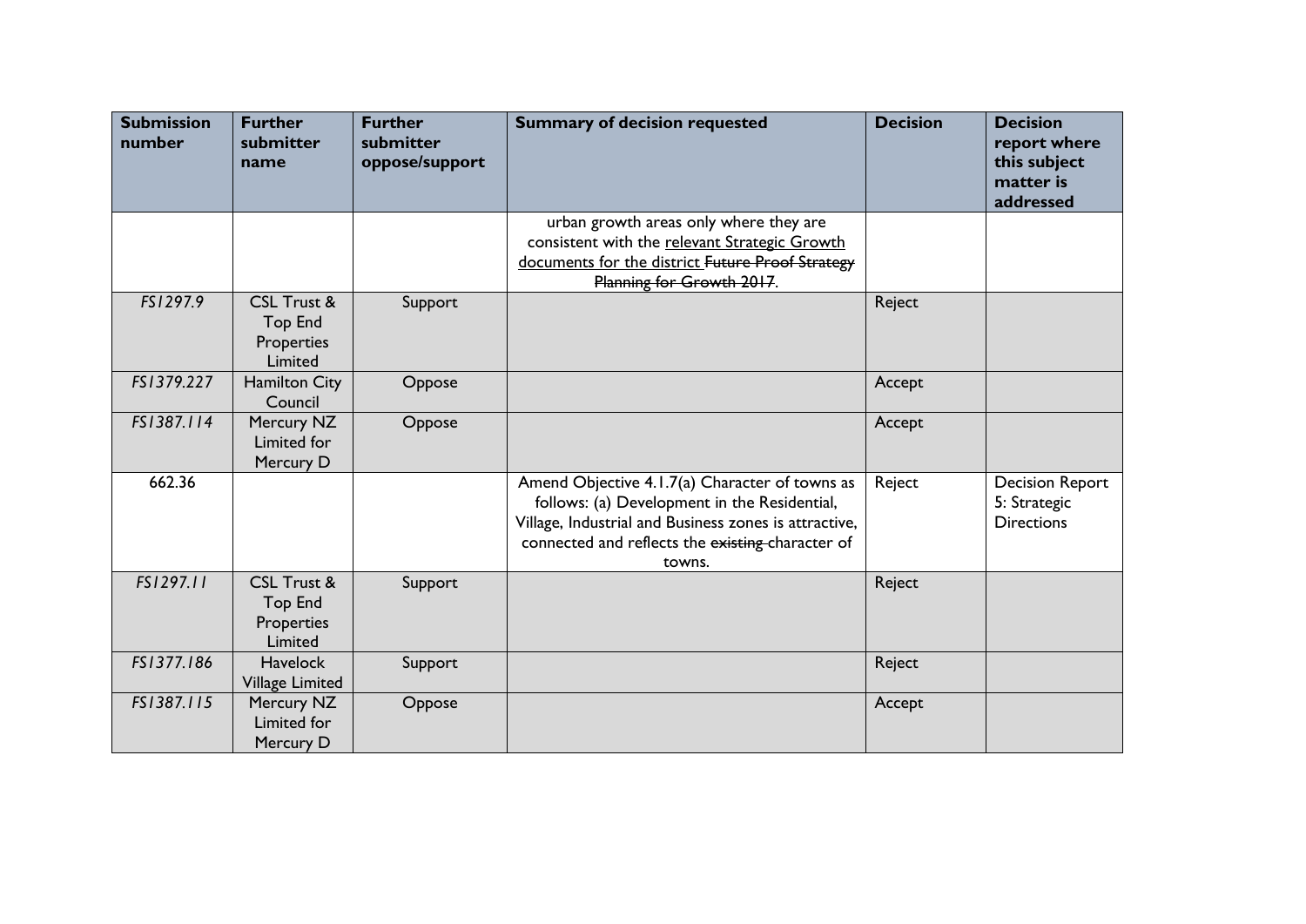| Submission number | Further submitter name | Further submitter oppose/support | Summary of decision requested | Decision | Decision report where this subject matter is addressed |
| --- | --- | --- | --- | --- | --- |
| | | | urban growth areas only where they are consistent with the <u>relevant Strategic Growth documents for the district</u> ~~Future Proof Strategy Planning for Growth 2017~~. | | |
| *FS1297.9* | CSL Trust & Top End Properties Limited | Support | | Reject | |
| *FS1379.227* | Hamilton City Council | Oppose | | Accept | |
| *FS1387.114* | Mercury NZ Limited for Mercury D | Oppose | | Accept | |
| 662.36 | | | Amend Objective 4.1.7(a) Character of towns as follows: (a) Development in the Residential, Village, Industrial and Business zones is attractive, connected and reflects the ~~existing~~ character of towns. | Reject | Decision Report 5: Strategic Directions |
| *FS1297.11* | CSL Trust & Top End Properties Limited | Support | | Reject | |
| *FS1377.186* | Havelock Village Limited | Support | | Reject | |
| *FS1387.115* | Mercury NZ Limited for Mercury D | Oppose | | Accept | |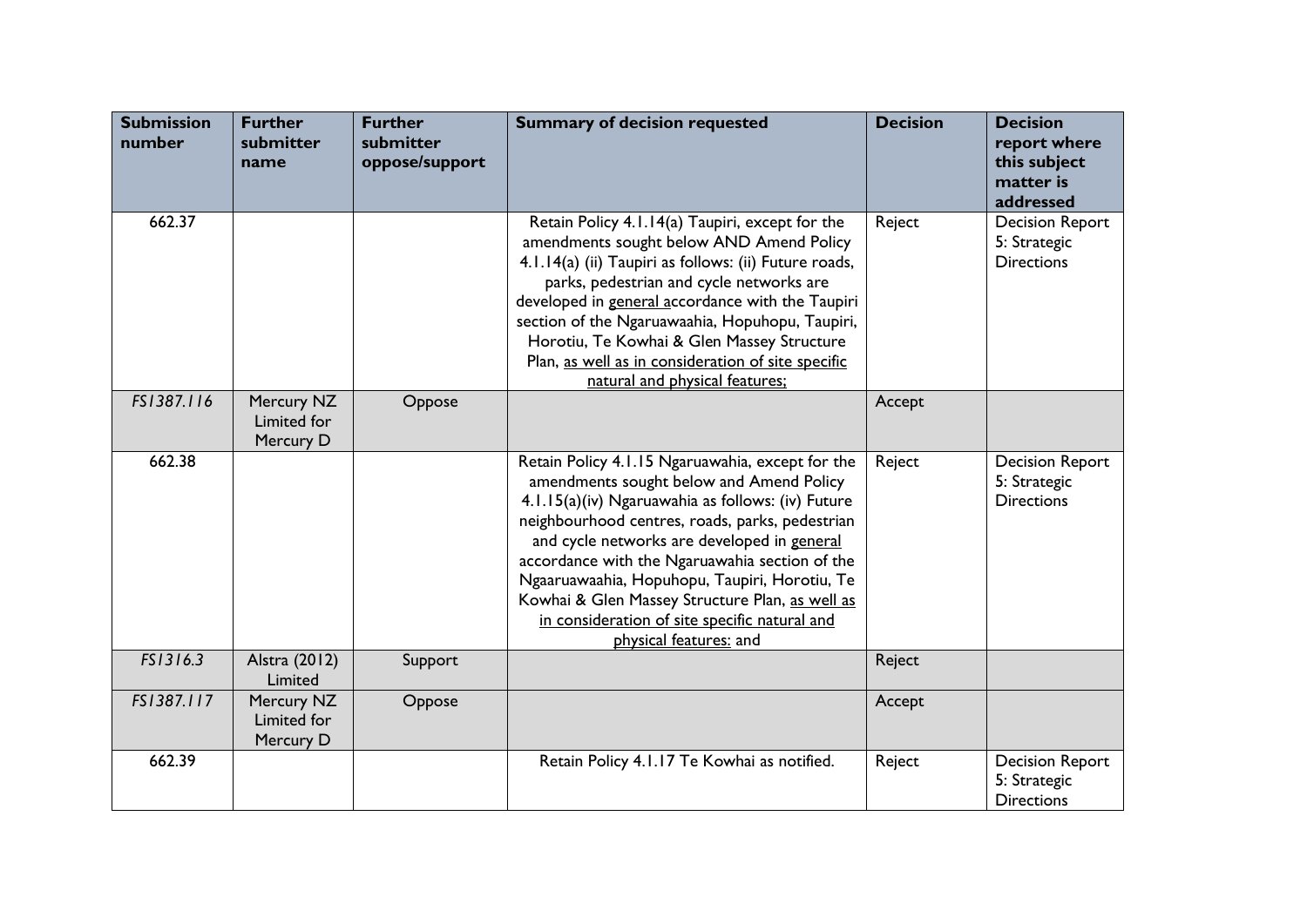| Submission number | Further submitter name | Further submitter oppose/support | Summary of decision requested | Decision | Decision report where this subject matter is addressed |
|---|---|---|---|---|---|
| 662.37 | | | Retain Policy 4.1.14(a) Taupiri, except for the amendments sought below AND Amend Policy 4.1.14(a) (ii) Taupiri as follows: (ii) Future roads, parks, pedestrian and cycle networks are developed in general accordance with the Taupiri section of the Ngaruawaahia, Hopuhopu, Taupiri, Horotiu, Te Kowhai & Glen Massey Structure Plan, as well as in consideration of site specific natural and physical features; | Reject | Decision Report 5: Strategic Directions |
| *FS1387.116* | Mercury NZ Limited for Mercury D | Oppose | | Accept | |
| 662.38 | | | Retain Policy 4.1.15 Ngaruawahia, except for the amendments sought below and Amend Policy 4.1.15(a)(iv) Ngaruawahia as follows: (iv) Future neighbourhood centres, roads, parks, pedestrian and cycle networks are developed in general accordance with the Ngaruawahia section of the Ngaaruawaahia, Hopuhopu, Taupiri, Horotiu, Te Kowhai & Glen Massey Structure Plan, as well as in consideration of site specific natural and physical features; and | Reject | Decision Report 5: Strategic Directions |
| *FS1316.3* | Alstra (2012) Limited | Support | | Reject | |
| *FS1387.117* | Mercury NZ Limited for Mercury D | Oppose | | Accept | |
| 662.39 | | | Retain Policy 4.1.17 Te Kowhai as notified. | Reject | Decision Report 5: Strategic Directions |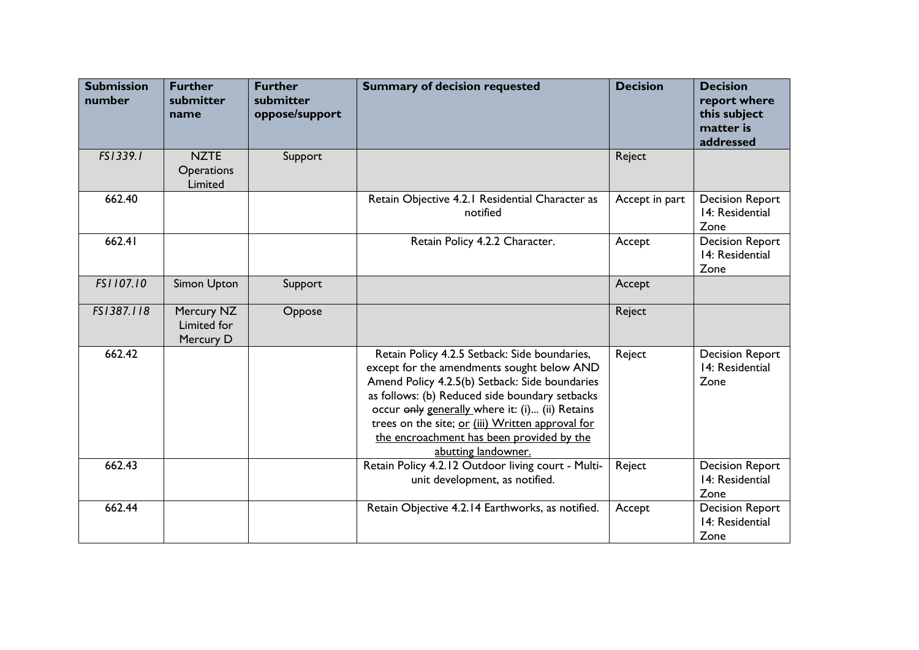| Submission number | Further submitter name | Further submitter oppose/support | Summary of decision requested | Decision | Decision report where this subject matter is addressed |
|---|---|---|---|---|---|
| *FS1339.1* | NZTE Operations Limited | Support | | Reject | |
| 662.40 | | | Retain Objective 4.2.1 Residential Character as notified | Accept in part | Decision Report 14: Residential Zone |
| 662.41 | | | Retain Policy 4.2.2 Character. | Accept | Decision Report 14: Residential Zone |
| *FS1107.10* | Simon Upton | Support | | Accept | |
| *FS1387.118* | Mercury NZ Limited for Mercury D | Oppose | | Reject | |
| 662.42 | | | Retain Policy 4.2.5 Setback: Side boundaries, except for the amendments sought below AND Amend Policy 4.2.5(b) Setback: Side boundaries as follows: (b) Reduced side boundary setbacks occur ~~only~~ <u>generally</u> where it: (i)... (ii) Retains trees on the site; <u>or</u> <u>(iii) Written approval for the encroachment has been provided by the abutting landowner.</u> | Reject | Decision Report 14: Residential Zone |
| 662.43 | | | Retain Policy 4.2.12 Outdoor living court - Multi-unit development, as notified. | Reject | Decision Report 14: Residential Zone |
| 662.44 | | | Retain Objective 4.2.14 Earthworks, as notified. | Accept | Decision Report 14: Residential Zone |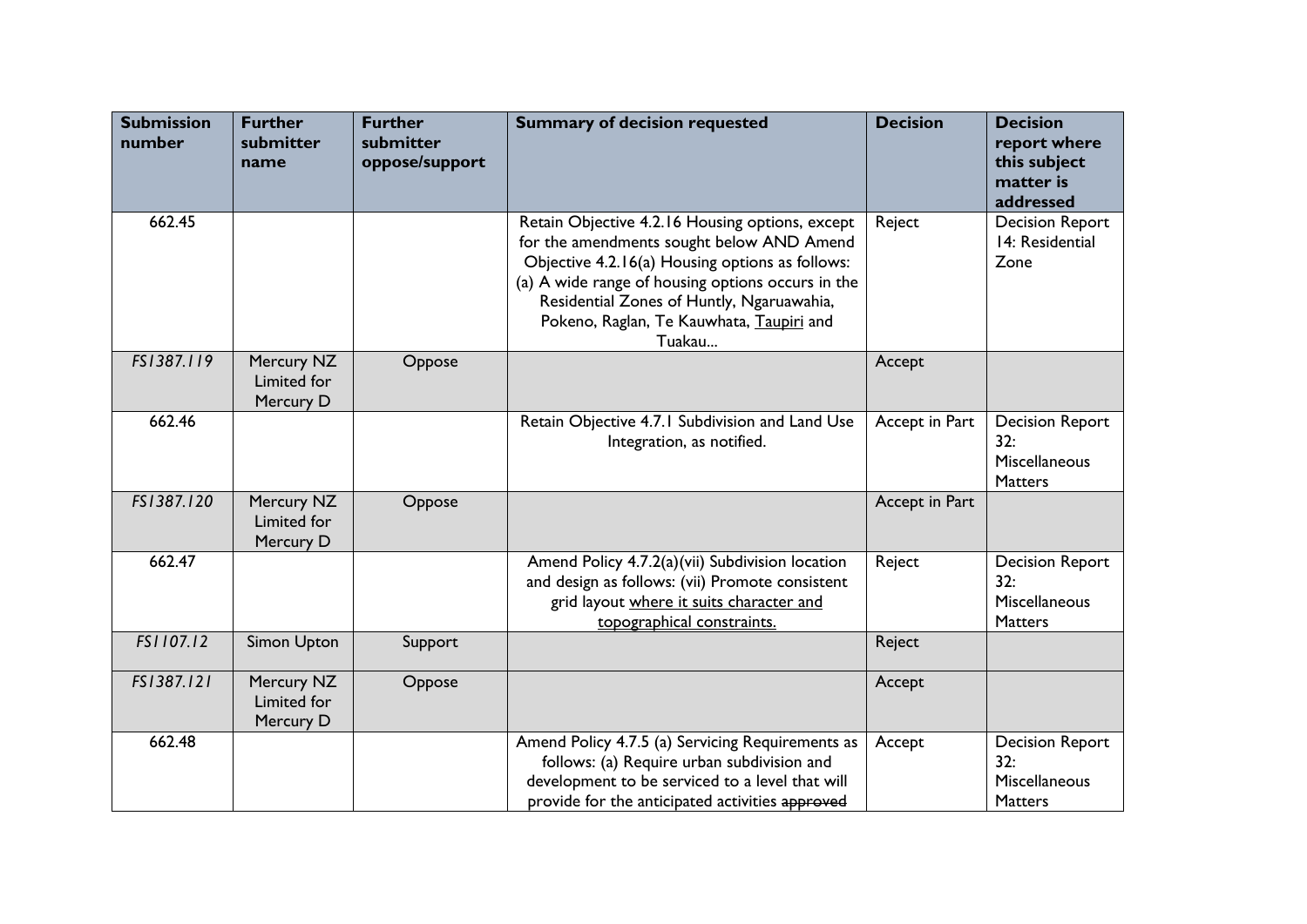| Submission number | Further submitter name | Further submitter oppose/support | Summary of decision requested | Decision | Decision report where this subject matter is addressed |
|---|---|---|---|---|---|
| 662.45 | | | Retain Objective 4.2.16 Housing options, except for the amendments sought below AND Amend Objective 4.2.16(a) Housing options as follows: (a) A wide range of housing options occurs in the Residential Zones of Huntly, Ngaruawahia, Pokeno, Raglan, Te Kauwhata, <u>Taupiri</u> and Tuakau... | Reject | Decision Report 14: Residential Zone |
| *FS1387.119* | Mercury NZ Limited for Mercury D | Oppose | | Accept | |
| 662.46 | | | Retain Objective 4.7.1 Subdivision and Land Use Integration, as notified. | Accept in Part | Decision Report 32: Miscellaneous Matters |
| *FS1387.120* | Mercury NZ Limited for Mercury D | Oppose | | Accept in Part | |
| 662.47 | | | Amend Policy 4.7.2(a)(vii) Subdivision location and design as follows: (vii) Promote consistent grid layout <u>where it suits character and topographical constraints.</u> | Reject | Decision Report 32: Miscellaneous Matters |
| *FS1107.12* | Simon Upton | Support | | Reject | |
| *FS1387.121* | Mercury NZ Limited for Mercury D | Oppose | | Accept | |
| 662.48 | | | Amend Policy 4.7.5 (a) Servicing Requirements as follows: (a) Require urban subdivision and development to be serviced to a level that will provide for the anticipated activities ~~approved~~ | Accept | Decision Report 32: Miscellaneous Matters |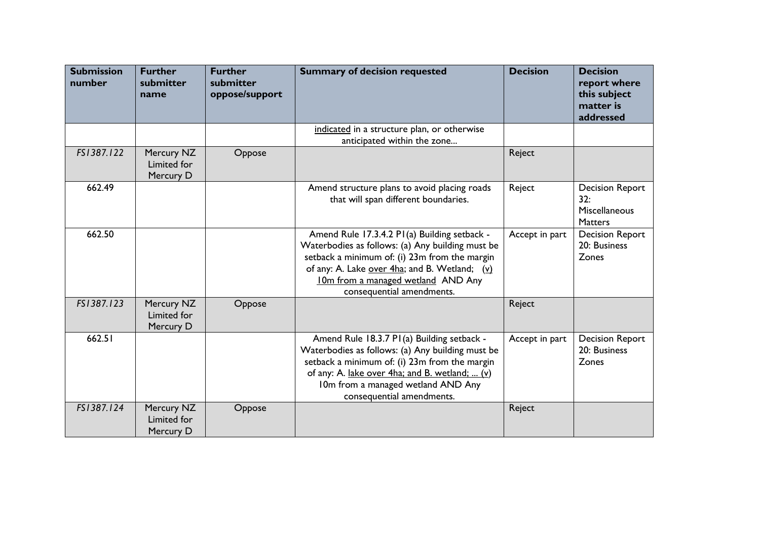| Submission number | Further submitter name | Further submitter oppose/support | Summary of decision requested | Decision | Decision report where this subject matter is addressed |
|---|---|---|---|---|---|
| | | | indicated in a structure plan, or otherwise anticipated within the zone... | | |
| FS1387.122 | Mercury NZ Limited for Mercury D | Oppose | | Reject | |
| 662.49 | | | Amend structure plans to avoid placing roads that will span different boundaries. | Reject | Decision Report 32: Miscellaneous Matters |
| 662.50 | | | Amend Rule 17.3.4.2 P1(a) Building setback - Waterbodies as follows: (a) Any building must be setback a minimum of: (i) 23m from the margin of any: A. Lake over 4ha; and B. Wetland; (v) 10m from a managed wetland AND Any consequential amendments. | Accept in part | Decision Report 20: Business Zones |
| FS1387.123 | Mercury NZ Limited for Mercury D | Oppose | | Reject | |
| 662.51 | | | Amend Rule 18.3.7 P1(a) Building setback - Waterbodies as follows: (a) Any building must be setback a minimum of: (i) 23m from the margin of any: A. lake over 4ha; and B. wetland; ... (v) 10m from a managed wetland AND Any consequential amendments. | Accept in part | Decision Report 20: Business Zones |
| FS1387.124 | Mercury NZ Limited for Mercury D | Oppose | | Reject | |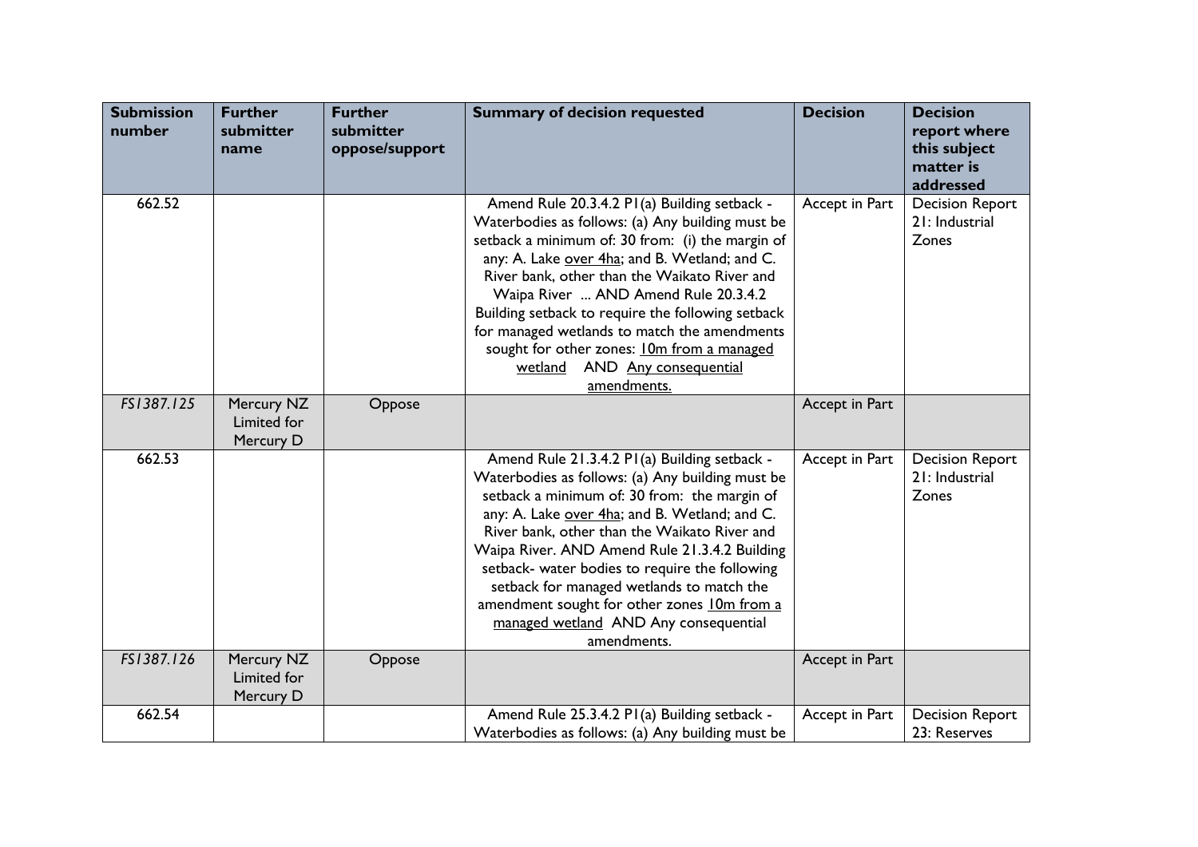| Submission number | Further submitter name | Further submitter oppose/support | Summary of decision requested | Decision | Decision report where this subject matter is addressed |
|---|---|---|---|---|---|
| 662.52 | | | Amend Rule 20.3.4.2 P1(a) Building setback - Waterbodies as follows: (a) Any building must be setback a minimum of: 30 from: (i) the margin of any: A. Lake <u>over 4ha</u>; and B. Wetland; and C. River bank, other than the Waikato River and Waipa River ... AND Amend Rule 20.3.4.2 Building setback to require the following setback for managed wetlands to match the amendments sought for other zones: <u>10m from a managed wetland</u> AND <u>Any consequential amendments.</u> | Accept in Part | Decision Report 21: Industrial Zones |
| *FS1387.125* | Mercury NZ Limited for Mercury D | Oppose | | Accept in Part | |
| 662.53 | | | Amend Rule 21.3.4.2 P1(a) Building setback - Waterbodies as follows: (a) Any building must be setback a minimum of: 30 from: the margin of any: A. Lake <u>over 4ha</u>; and B. Wetland; and C. River bank, other than the Waikato River and Waipa River. AND Amend Rule 21.3.4.2 Building setback- water bodies to require the following setback for managed wetlands to match the amendment sought for other zones <u>10m from a managed wetland</u> AND Any consequential amendments. | Accept in Part | Decision Report 21: Industrial Zones |
| *FS1387.126* | Mercury NZ Limited for Mercury D | Oppose | | Accept in Part | |
| 662.54 | | | Amend Rule 25.3.4.2 P1(a) Building setback - Waterbodies as follows: (a) Any building must be | Accept in Part | Decision Report 23: Reserves |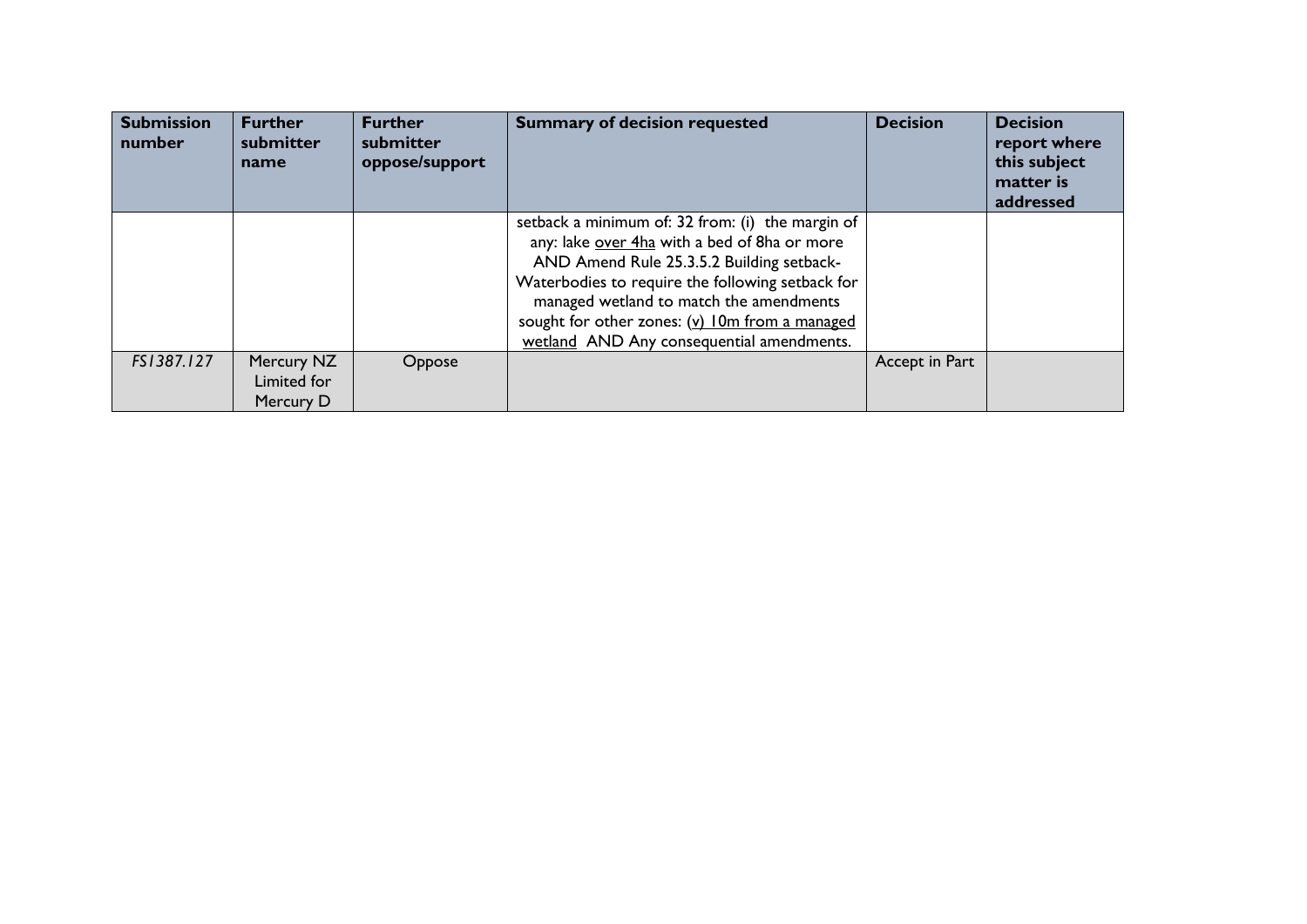| Submission number | Further submitter name | Further submitter oppose/support | Summary of decision requested | Decision | Decision report where this subject matter is addressed |
|---|---|---|---|---|---|
| | | | setback a minimum of: 32 from: (i) the margin of any: lake <u>over 4ha</u> with a bed of 8ha or more AND Amend Rule 25.3.5.2 Building setback- Waterbodies to require the following setback for managed wetland to match the amendments sought for other zones: <u>(v) 10m from a managed wetland</u> AND Any consequential amendments. | | |
| *FS1387.127* | Mercury NZ Limited for Mercury D | Oppose | | Accept in Part | |